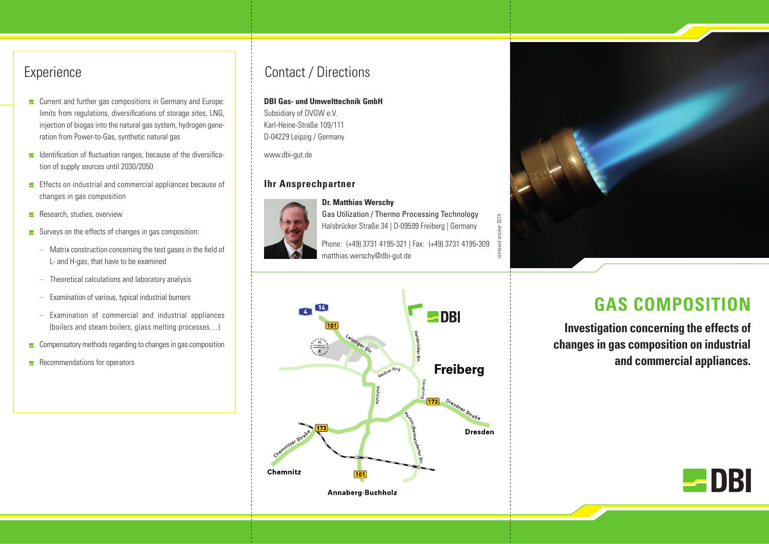## Experience

- Current and further gas compositions in Germany and Europe: limits from regulations, diversifications of storage sites, LNG, injection of biogas into the natural gas system, hydrogen generation from Power-to-Gas, synthetic natural gas
- Identification of fluctuation ranges, because of the diversification of supply sources until 2030/2050
- Effects on industrial and commercial appliances because of changes in gas composition
- Research, studies, overview
- Surveys on the effects of changes in gas composition:
  - Matrix construction concerning the test gases in the field of L- and H-gas, that have to be examined
  - Theoretical calculations and laboratory analysis
  - Examination of various, typical industrial burners
  - Examination of commercial and industrial appliances (boilers and steam boilers, glass melting processes…)
- Compensatory methods regarding to changes in gas composition
- Recommendations for operators

## Contact / Directions

**DBI Gas- und Umwelttechnik GmbH**
Subsidiary of DVGW e.V.
Karl-Heine-Straße 109/111
D-04229 Leipzig / Germany

www.dbi-gut.de

### Ihr Ansprechpartner

**Dr. Matthias Werschy**
Gas Utilization / Thermo Processing Technology
Halsbrücker Straße 34 | D-09599 Freiberg | Germany

Phone: (+49) 3731 4195-321 | Fax: (+49) 3731 4195-309
matthias.werschy@dbi-gut.de

retrieved october 2014

DBI
Freiberg
Dresden
Chemnitz
Annaberg-Buchholz

# GAS COMPOSITION

**Investigation concerning the effects of changes in gas composition on industrial and commercial appliances.**

DBI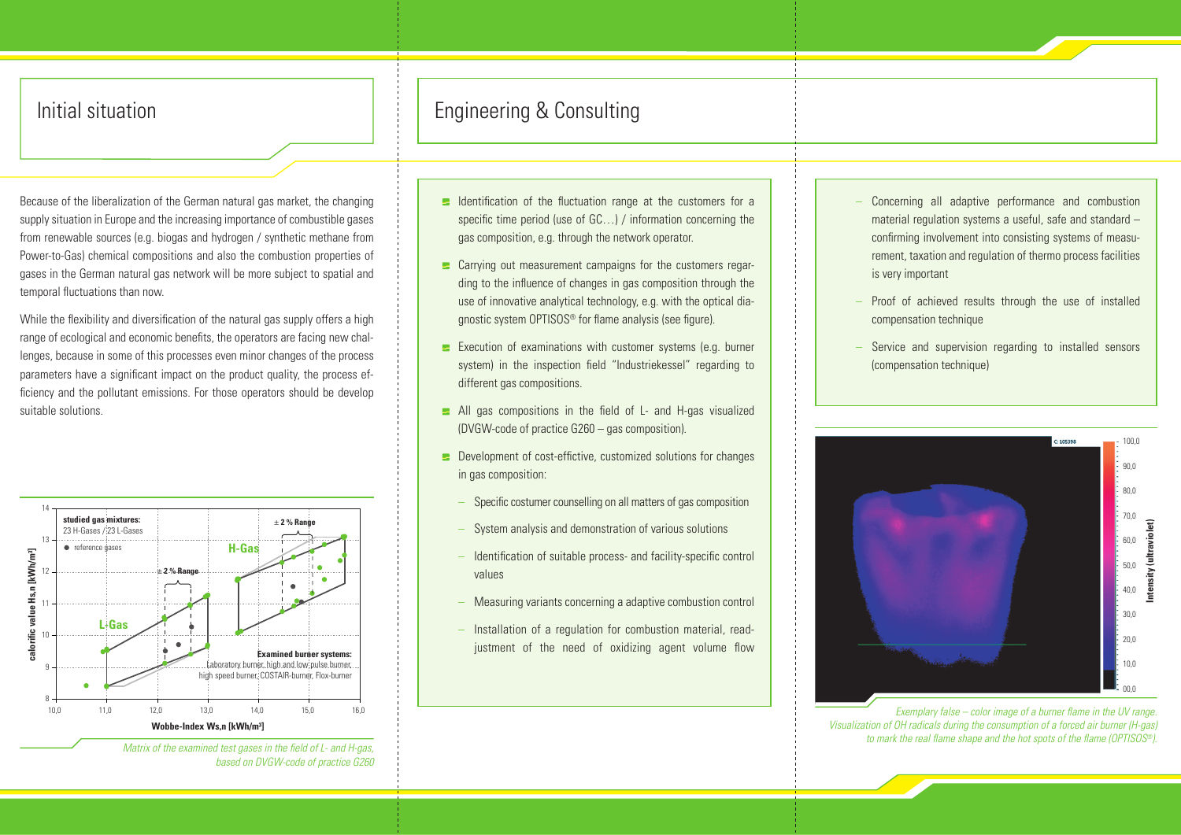## Initial situation

Because of the liberalization of the German natural gas market, the changing supply situation in Europe and the increasing importance of combustible gases from renewable sources (e.g. biogas and hydrogen / synthetic methane from Power-to-Gas) chemical compositions and also the combustion properties of gases in the German natural gas network will be more subject to spatial and temporal fluctuations than now.

While the flexibility and diversification of the natural gas supply offers a high range of ecological and economic benefits, the operators are facing new challenges, because in some of this processes even minor changes of the process parameters have a significant impact on the product quality, the process efficiency and the pollutant emissions. For those operators should be develop suitable solutions.

studied gas mixtures:
23 H-Gases / 23 L-Gases
● reference gases
± 2 % Range
H-Gas
± 2 % Range
L-Gas
Examined burner systems:
Laboratory burner, high and low pulse burner, high speed burner, COSTAIR-burner, Flox-burner
calorific value Hs,n [kWh/m³]
14
13
12
11
10
9
8
10,0
11,0
12,0
13,0
14,0
15,0
16,0
Wobbe-Index Ws,n [kWh/m³]

*Matrix of the examined test gases in the field of L- and H-gas, based on DVGW-code of practice G260*

## Engineering & Consulting

- Identification of the fluctuation range at the customers for a specific time period (use of GC…) / information concerning the gas composition, e.g. through the network operator.
- Carrying out measurement campaigns for the customers regarding to the influence of changes in gas composition through the use of innovative analytical technology, e.g. with the optical diagnostic system OPTISOS® for flame analysis (see figure).
- Execution of examinations with customer systems (e.g. burner system) in the inspection field "Industriekessel" regarding to different gas compositions.
- All gas compositions in the field of L- and H-gas visualized (DVGW-code of practice G260 – gas composition).
- Development of cost-effective, customized solutions for changes in gas composition:
  - Specific costumer counselling on all matters of gas composition
  - System analysis and demonstration of various solutions
  - Identification of suitable process- and facility-specific control values
  - Measuring variants concerning a adaptive combustion control
  - Installation of a regulation for combustion material, readjustment of the need of oxidizing agent volume flow
  - Concerning all adaptive performance and combustion material regulation systems a useful, safe and standard – confirming involvement into consisting systems of measurement, taxation and regulation of thermo process facilities is very important
  - Proof of achieved results through the use of installed compensation technique
  - Service and supervision regarding to installed sensors (compensation technique)

C: 105398
100,0
90,0
80,0
70,0
60,0
50,0
40,0
30,0
20,0
10,0
00,0
Intensity (ultraviolet)

*Exemplary false – color image of a burner flame in the UV range. Visualization of OH radicals during the consumption of a forced air burner (H-gas) to mark the real flame shape and the hot spots of the flame (OPTISOS®).*